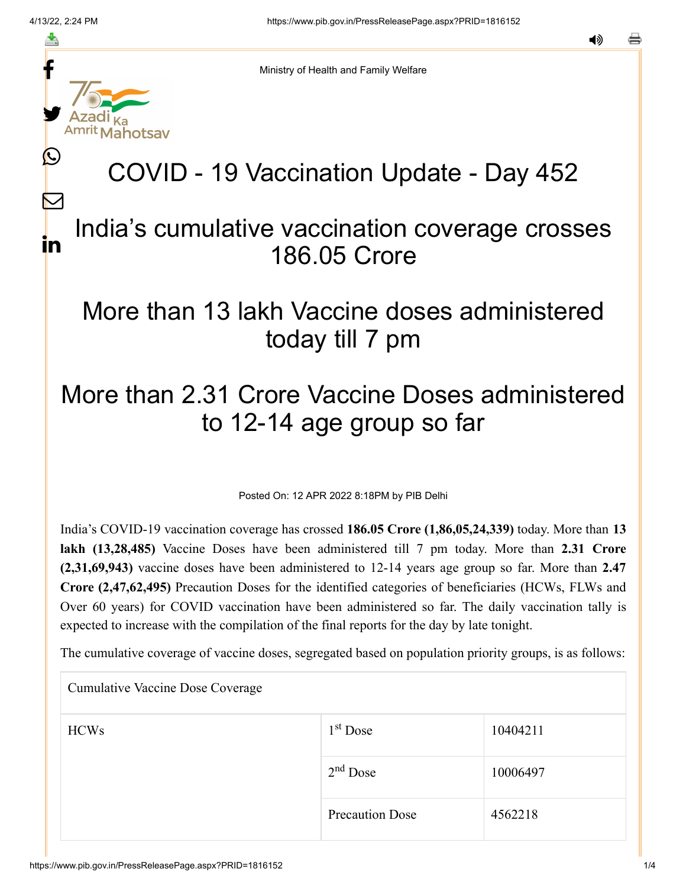Ministry of Health and Family Welfare

# COVID - 19 Vaccination Update - Day 452

## India's cumulative vaccination coverage crosses 186.05 Crore

## More than 13 lakh Vaccine doses administered today till 7 pm

## More than 2.31 Crore Vaccine Doses administered to 12-14 age group so far

Posted On: 12 APR 2022 8:18PM by PIB Delhi

India's COVID-19 vaccination coverage has crossed **186.05 Crore (1,86,05,24,339)** today. More than **13 lakh (13,28,485)** Vaccine Doses have been administered till 7 pm today. More than **2.31 Crore (2,31,69,943)** vaccine doses have been administered to 12-14 years age group so far. More than **2.47 Crore (2,47,62,495)** Precaution Doses for the identified categories of beneficiaries (HCWs, FLWs and Over 60 years) for COVID vaccination have been administered so far. The daily vaccination tally is expected to increase with the compilation of the final reports for the day by late tonight.

The cumulative coverage of vaccine doses, segregated based on population priority groups, is as follows:

| Cumulative Vaccine Dose Coverage | | |
|---|---|---|
| HCWs | 1st Dose | 10404211 |
| | 2nd Dose | 10006497 |
| | Precaution Dose | 4562218 |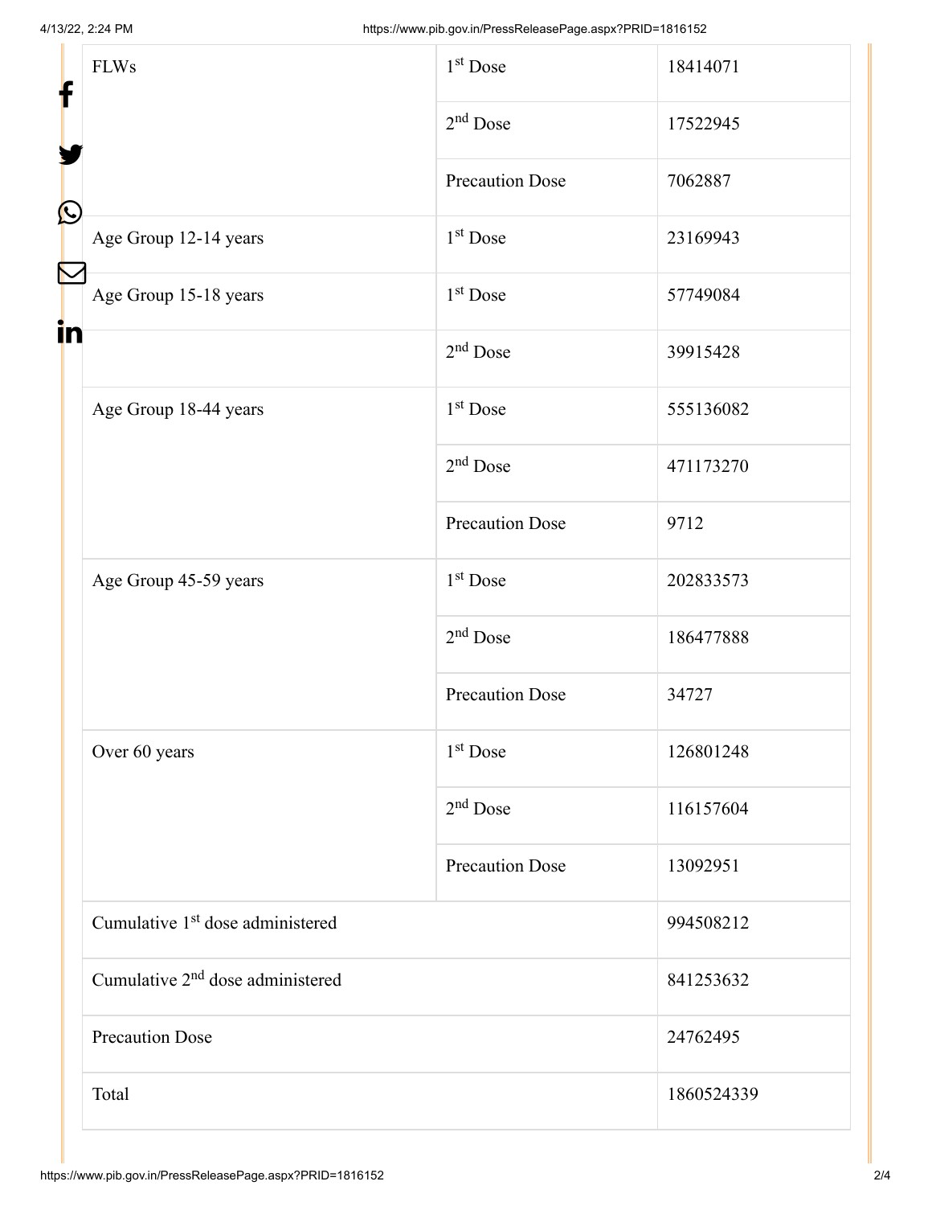| | | |
|---|---|---|
| FLWs | 1st Dose | 18414071 |
| | 2nd Dose | 17522945 |
| | Precaution Dose | 7062887 |
| Age Group 12-14 years | 1st Dose | 23169943 |
| Age Group 15-18 years | 1st Dose | 57749084 |
| | 2nd Dose | 39915428 |
| Age Group 18-44 years | 1st Dose | 555136082 |
| | 2nd Dose | 471173270 |
| | Precaution Dose | 9712 |
| Age Group 45-59 years | 1st Dose | 202833573 |
| | 2nd Dose | 186477888 |
| | Precaution Dose | 34727 |
| Over 60 years | 1st Dose | 126801248 |
| | 2nd Dose | 116157604 |
| | Precaution Dose | 13092951 |
| Cumulative 1st dose administered | | 994508212 |
| Cumulative 2nd dose administered | | 841253632 |
| Precaution Dose | | 24762495 |
| Total | | 1860524339 |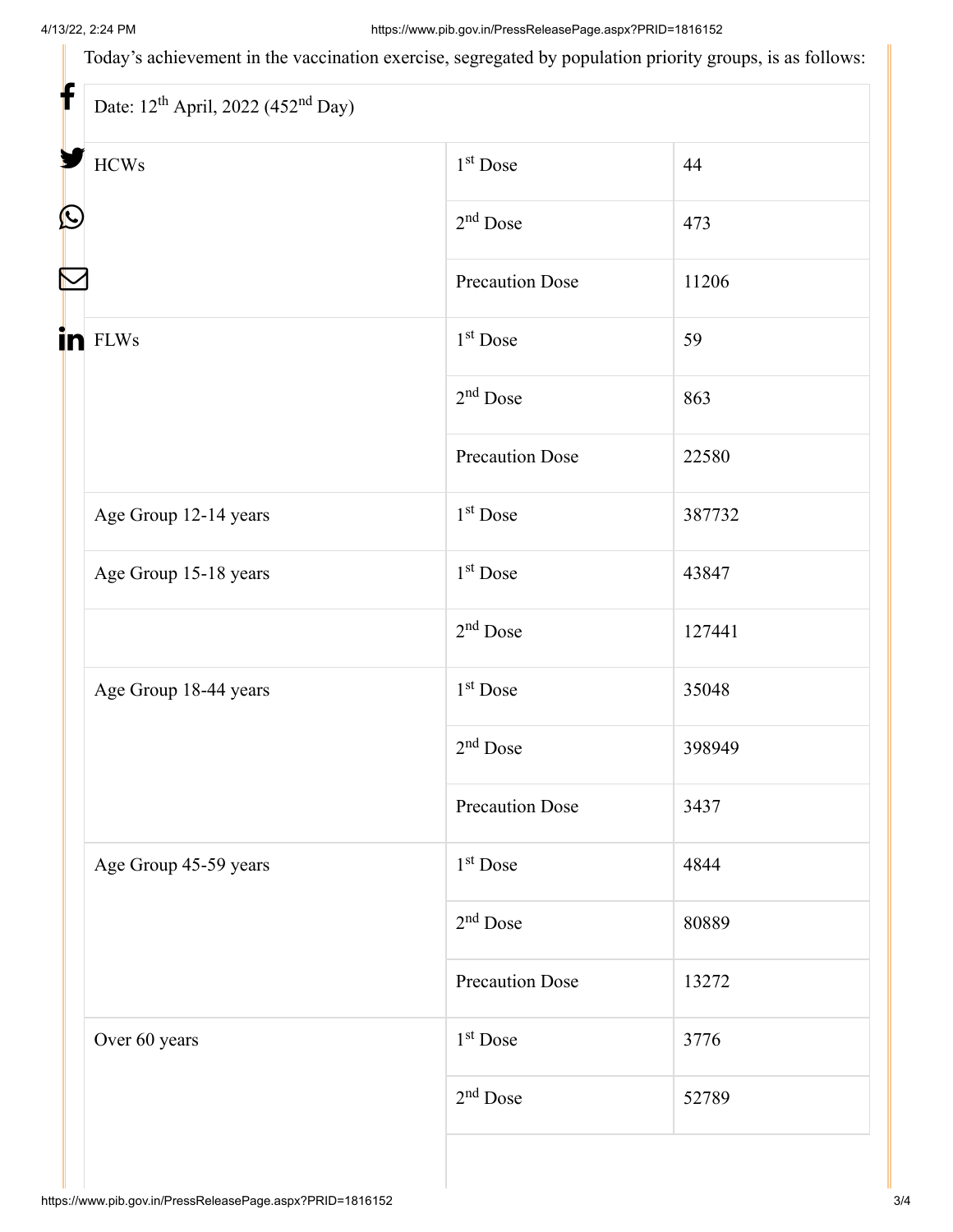Today's achievement in the vaccination exercise, segregated by population priority groups, is as follows:

| Date: 12th April, 2022 (452nd Day) | | |
|---|---|---|
| HCWs | 1st Dose | 44 |
| | 2nd Dose | 473 |
| | Precaution Dose | 11206 |
| FLWs | 1st Dose | 59 |
| | 2nd Dose | 863 |
| | Precaution Dose | 22580 |
| Age Group 12-14 years | 1st Dose | 387732 |
| Age Group 15-18 years | 1st Dose | 43847 |
| | 2nd Dose | 127441 |
| Age Group 18-44 years | 1st Dose | 35048 |
| | 2nd Dose | 398949 |
| | Precaution Dose | 3437 |
| Age Group 45-59 years | 1st Dose | 4844 |
| | 2nd Dose | 80889 |
| | Precaution Dose | 13272 |
| Over 60 years | 1st Dose | 3776 |
| | 2nd Dose | 52789 |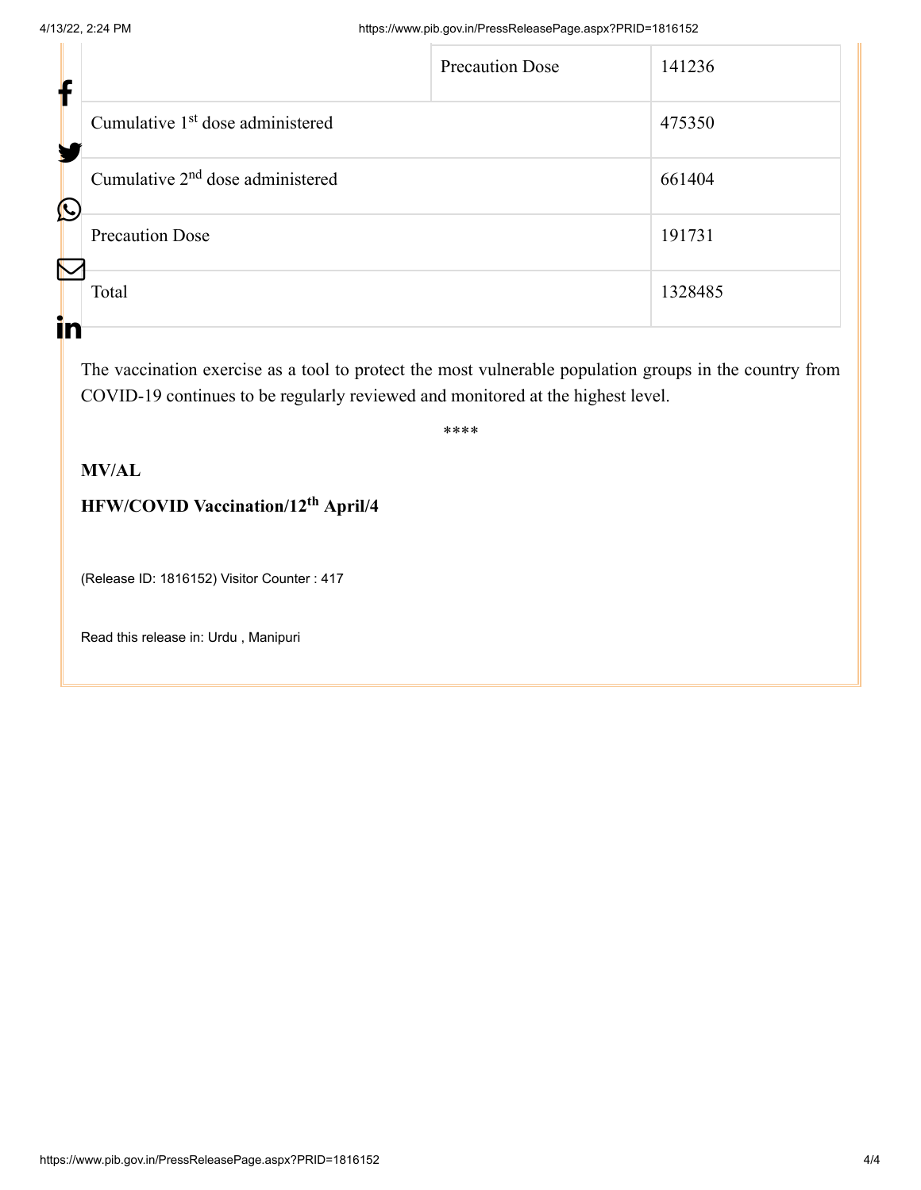| | | |
|---|---|---|
| | Precaution Dose | 141236 |
| Cumulative 1st dose administered | | 475350 |
| Cumulative 2nd dose administered | | 661404 |
| Precaution Dose | | 191731 |
| Total | | 1328485 |

The vaccination exercise as a tool to protect the most vulnerable population groups in the country from COVID-19 continues to be regularly reviewed and monitored at the highest level.

****

**MV/AL**

**HFW/COVID Vaccination/12th April/4**

(Release ID: 1816152) Visitor Counter : 417

Read this release in: Urdu , Manipuri